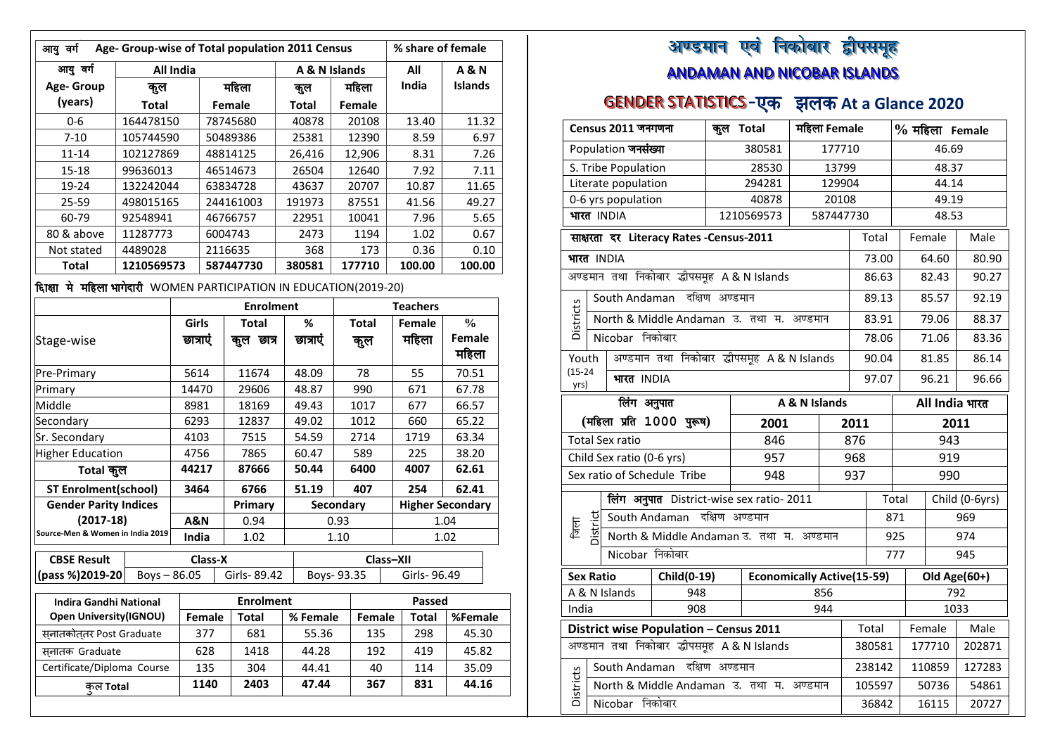| आयु वर्ग Age- Group-wise of Total population 2011 Census | | | | | % share of female | |
|---|---|---|---|---|---|---|
| आयु वर्ग | All India | | A & N Islands | | All | A & N |
| Age- Group (years) | कुल Total | महिला Female | कुल Total | महिला Female | India | Islands |
| 0-6 | 164478150 | 78745680 | 40878 | 20108 | 13.40 | 11.32 |
| 7-10 | 105744590 | 50489386 | 25381 | 12390 | 8.59 | 6.97 |
| 11-14 | 102127869 | 48814125 | 26,416 | 12,906 | 8.31 | 7.26 |
| 15-18 | 99636013 | 46514673 | 26504 | 12640 | 7.92 | 7.11 |
| 19-24 | 132242044 | 63834728 | 43637 | 20707 | 10.87 | 11.65 |
| 25-59 | 498015165 | 244161003 | 191973 | 87551 | 41.56 | 49.27 |
| 60-79 | 92548941 | 46766757 | 22951 | 10041 | 7.96 | 5.65 |
| 80 & above | 11287773 | 6004743 | 2473 | 1194 | 1.02 | 0.67 |
| Not stated | 4489028 | 2116635 | 368 | 173 | 0.36 | 0.10 |
| **Total** | **1210569573** | **587447730** | **380581** | **177710** | **100.00** | **100.00** |

शिक्षा मे महिला भागेदारी WOMEN PARTICIPATION IN EDUCATION(2019-20)

| Stage-wise | Enrolment | | | Teachers | | |
|---|---|---|---|---|---|---|
| | Girls छात्राएं | Total कुल छात्र | % छात्राएं | Total कुल | Female महिला | % Female महिला |
| Pre-Primary | 5614 | 11674 | 48.09 | 78 | 55 | 70.51 |
| Primary | 14470 | 29606 | 48.87 | 990 | 671 | 67.78 |
| Middle | 8981 | 18169 | 49.43 | 1017 | 677 | 66.57 |
| Secondary | 6293 | 12837 | 49.02 | 1012 | 660 | 65.22 |
| Sr. Secondary | 4103 | 7515 | 54.59 | 2714 | 1719 | 63.34 |
| Higher Education | 4756 | 7865 | 60.47 | 589 | 225 | 38.20 |
| **Total कुल** | **44217** | **87666** | **50.44** | **6400** | **4007** | **62.61** |
| **ST Enrolment(school)** | **3464** | **6766** | **51.19** | **407** | **254** | **62.41** |

| Gender Parity Indices (2017-18) | | Primary | Secondary | Higher Secondary |
|---|---|---|---|---|
| | A&N | 0.94 | 0.93 | 1.04 |
| Source-Men & Women in India 2019 | India | 1.02 | 1.10 | 1.02 |

| CBSE Result (pass %)2019-20 | Class-X | | Class–XII | |
|---|---|---|---|---|
| | Boys – 86.05 | Girls- 89.42 | Boys- 93.35 | Girls- 96.49 |

| Indira Gandhi National Open University(IGNOU) | Enrolment | | | Passed | | |
|---|---|---|---|---|---|---|
| | Female | Total | % Female | Female | Total | %Female |
| स्नातकोत्तर Post Graduate | 377 | 681 | 55.36 | 135 | 298 | 45.30 |
| स्नातक Graduate | 628 | 1418 | 44.28 | 192 | 419 | 45.82 |
| Certificate/Diploma Course | 135 | 304 | 44.41 | 40 | 114 | 35.09 |
| **कुल Total** | **1140** | **2403** | **47.44** | **367** | **831** | **44.16** |

# अण्डमान एवं निकोबार द्वीपसमूह

## ANDAMAN AND NICOBAR ISLANDS

## GENDER STATISTICS -एक झलक At a Glance 2020

| Census 2011 जनगणना | कुल Total | महिला Female | % महिला Female |
|---|---|---|---|
| Population जनसंख्या | 380581 | 177710 | 46.69 |
| S. Tribe Population | 28530 | 13799 | 48.37 |
| Literate population | 294281 | 129904 | 44.14 |
| 0-6 yrs population | 40878 | 20108 | 49.19 |
| भारत INDIA | 1210569573 | 587447730 | 48.53 |

| साक्षरता दर Literacy Rates -Census-2011 | | Total | Female | Male |
|---|---|---|---|---|
| भारत INDIA | | 73.00 | 64.60 | 80.90 |
| अण्डमान तथा निकोबार द्वीपसमूह A & N Islands | | 86.63 | 82.43 | 90.27 |
| Districts | South Andaman दक्षिण अण्डमान | 89.13 | 85.57 | 92.19 |
| | North & Middle Andaman उ. तथा म. अण्डमान | 83.91 | 79.06 | 88.37 |
| | Nicobar निकोबार | 78.06 | 71.06 | 83.36 |
| Youth (15-24 yrs) | अण्डमान तथा निकोबार द्वीपसमूह A & N Islands | 90.04 | 81.85 | 86.14 |
| | भारत INDIA | 97.07 | 96.21 | 96.66 |

| लिंग अनुपात (महिला प्रति 1000 पुरूष) | A & N Islands | | All India भारत |
|---|---|---|---|
| | 2001 | 2011 | 2011 |
| Total Sex ratio | 846 | 876 | 943 |
| Child Sex ratio (0-6 yrs) | 957 | 968 | 919 |
| Sex ratio of Schedule Tribe | 948 | 937 | 990 |

| जिला District | लिंग अनुपात District-wise sex ratio- 2011 | Total | Child (0-6yrs) |
|---|---|---|---|
| | South Andaman दक्षिण अण्डमान | 871 | 969 |
| | North & Middle Andaman उ. तथा म. अण्डमान | 925 | 974 |
| | Nicobar निकोबार | 777 | 945 |

| Sex Ratio | Child(0-19) | Economically Active(15-59) | Old Age(60+) |
|---|---|---|---|
| A & N Islands | 948 | 856 | 792 |
| India | 908 | 944 | 1033 |

| District wise Population – Census 2011 | | Total | Female | Male |
|---|---|---|---|---|
| अण्डमान तथा निकोबार द्वीपसमूह A & N Islands | | 380581 | 177710 | 202871 |
| Districts | South Andaman दक्षिण अण्डमान | 238142 | 110859 | 127283 |
| | North & Middle Andaman उ. तथा म. अण्डमान | 105597 | 50736 | 54861 |
| | Nicobar निकोबार | 36842 | 16115 | 20727 |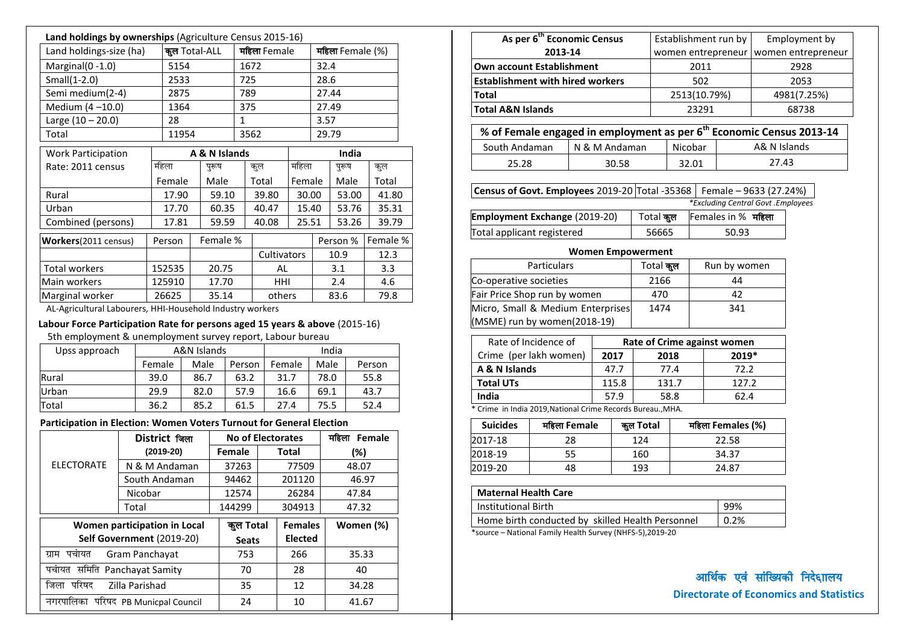**Land holdings by ownerships** (Agriculture Census 2015-16)

| Land holdings-size (ha) | कुल Total-ALL | महिला Female | महिला Female (%) |
|---|---|---|---|
| Marginal(0 -1.0) | 5154 | 1672 | 32.4 |
| Small(1-2.0) | 2533 | 725 | 28.6 |
| Semi medium(2-4) | 2875 | 789 | 27.44 |
| Medium (4 –10.0) | 1364 | 375 | 27.49 |
| Large (10 – 20.0) | 28 | 1 | 3.57 |
| Total | 11954 | 3562 | 29.79 |

| Work Participation Rate: 2011 census | A & N Islands | | | India | | |
|---|---|---|---|---|---|---|
| | महिला Female | पुरूष Male | कुल Total | महिला Female | पुरूष Male | कुल Total |
| Rural | 17.90 | 59.10 | 39.80 | 30.00 | 53.00 | 41.80 |
| Urban | 17.70 | 60.35 | 40.47 | 15.40 | 53.76 | 35.31 |
| Combined (persons) | 17.81 | 59.59 | 40.08 | 25.51 | 53.26 | 39.79 |

| **Workers**(2011 census) | Person | Female % | | Person % | Female % |
|---|---|---|---|---|---|
| | | | Cultivators | 10.9 | 12.3 |
| Total workers | 152535 | 20.75 | AL | 3.1 | 3.3 |
| Main workers | 125910 | 17.70 | HHI | 2.4 | 4.6 |
| Marginal worker | 26625 | 35.14 | others | 83.6 | 79.8 |

AL-Agricultural Labourers, HHI-Household Industry workers

**Labour Force Participation Rate for persons aged 15 years & above** (2015-16)

5th employment & unemployment survey report, Labour bureau

| Upss approach | A&N Islands | | | India | | |
|---|---|---|---|---|---|---|
| | Female | Male | Person | Female | Male | Person |
| Rural | 39.0 | 86.7 | 63.2 | 31.7 | 78.0 | 55.8 |
| Urban | 29.9 | 82.0 | 57.9 | 16.6 | 69.1 | 43.7 |
| Total | 36.2 | 85.2 | 61.5 | 27.4 | 75.5 | 52.4 |

**Participation in Election: Women Voters Turnout for General Election**

| ELECTORATE | District जिला (2019-20) | No of Electorates | | महिला Female (%) |
|---|---|---|---|---|
| | | Female | Total | |
| | N & M Andaman | 37263 | 77509 | 48.07 |
| | South Andaman | 94462 | 201120 | 46.97 |
| | Nicobar | 12574 | 26284 | 47.84 |
| | Total | 144299 | 304913 | 47.32 |

| Women participation in Local Self Government (2019-20) | कुल Total Seats | Females Elected | Women (%) |
|---|---|---|---|
| ग्राम पचांयत Gram Panchayat | 753 | 266 | 35.33 |
| पचांयत समिति Panchayat Samity | 70 | 28 | 40 |
| जिला परिषद Zilla Parishad | 35 | 12 | 34.28 |
| नगरपालिका परिषद PB Municpal Council | 24 | 10 | 41.67 |

| As per 6th Economic Census 2013-14 | Establishment run by women entrepreneur | Employment by women entrepreneur |
|---|---|---|
| **Own account Establishment** | 2011 | 2928 |
| **Establishment with hired workers** | 502 | 2053 |
| **Total** | 2513(10.79%) | 4981(7.25%) |
| **Total A&N Islands** | 23291 | 68738 |

**% of Female engaged in employment as per 6th Economic Census 2013-14**

| South Andaman | N & M Andaman | Nicobar | A& N Islands |
|---|---|---|---|
| 25.28 | 30.58 | 32.01 | 27.43 |

**Census of Govt. Employees** 2019-20 Total -35368 | Female – 9633 (27.24%)

*Excluding Central Govt .Employees

| **Employment Exchange** (2019-20) | Total कुल | Females in % महिला |
|---|---|---|
| Total applicant registered | 56665 | 50.93 |

**Women Empowerment**

| Particulars | Total कुल | Run by women |
|---|---|---|
| Co-operative societies | 2166 | 44 |
| Fair Price Shop run by women | 470 | 42 |
| Micro, Small & Medium Enterprises (MSME) run by women(2018-19) | 1474 | 341 |

| Rate of Incidence of Crime (per lakh women) | Rate of Crime against women | | |
|---|---|---|---|
| | 2017 | 2018 | 2019* |
| **A & N Islands** | 47.7 | 77.4 | 72.2 |
| **Total UTs** | 115.8 | 131.7 | 127.2 |
| **India** | 57.9 | 58.8 | 62.4 |

* Crime in India 2019,National Crime Records Bureau.,MHA.

| Suicides | महिला Female | कुल Total | महिला Females (%) |
|---|---|---|---|
| 2017-18 | 28 | 124 | 22.58 |
| 2018-19 | 55 | 160 | 34.37 |
| 2019-20 | 48 | 193 | 24.87 |

| **Maternal Health Care** | |
|---|---|
| Institutional Birth | 99% |
| Home birth conducted by skilled Health Personnel | 0.2% |

*source – National Family Health Survey (NHFS-5),2019-20

**आर्थिक एवं सांख्यिकी निदेशालय**

**Directorate of Economics and Statistics**